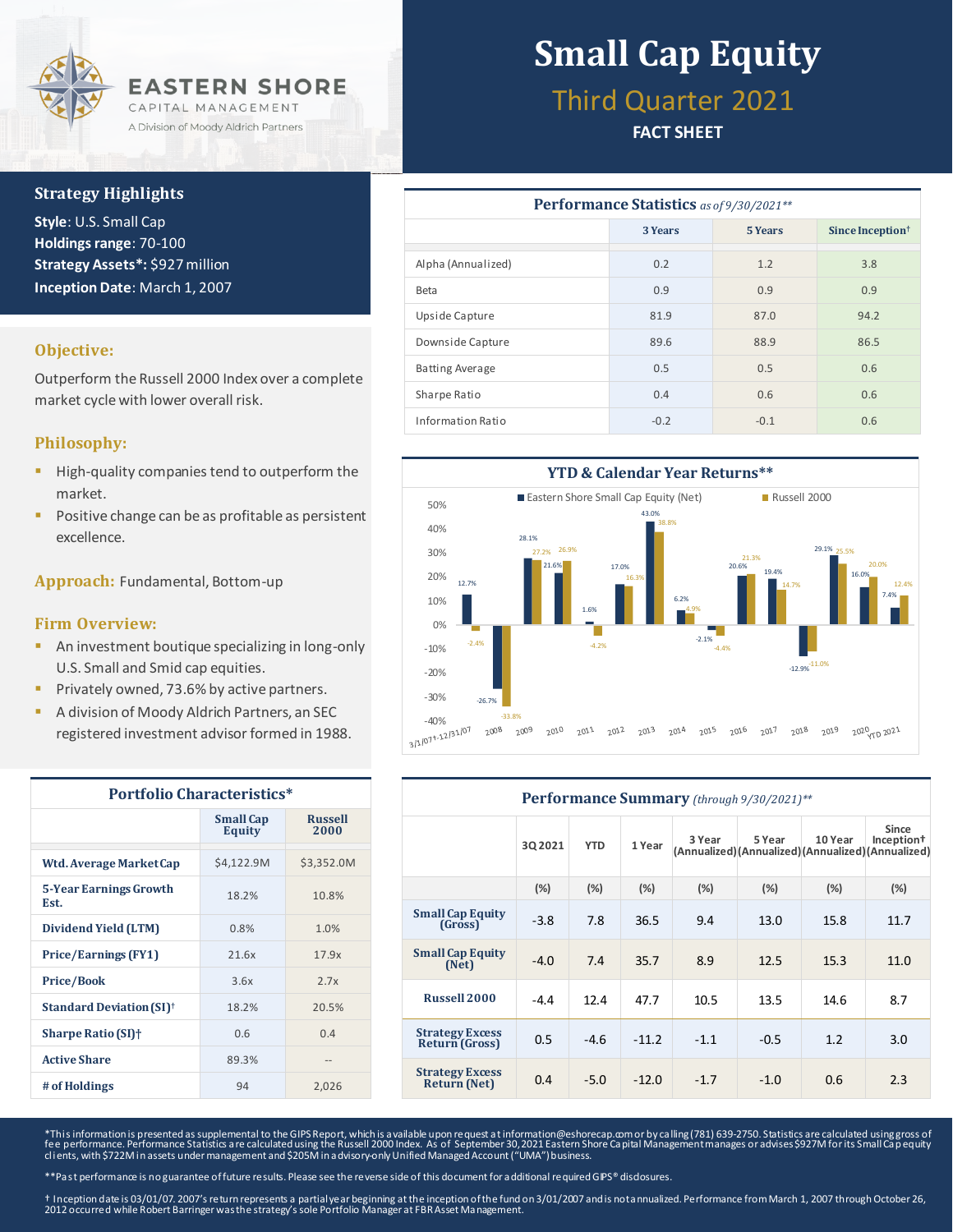EASTERN SHORE
CAPITAL MANAGEMENT
A Division of Moody Aldrich Partners

# Small Cap Equity

## Third Quarter 2021

**FACT SHEET**

### Strategy Highlights

**Style**: U.S. Small Cap
**Holdings range**: 70-100
**Strategy Assets***: $927 million
**Inception Date**: March 1, 2007

### Objective:

Outperform the Russell 2000 Index over a complete market cycle with lower overall risk.

### Philosophy:

- High-quality companies tend to outperform the market.
- Positive change can be as profitable as persistent excellence.

### Approach: Fundamental, Bottom-up

### Firm Overview:

- An investment boutique specializing in long-only U.S. Small and Smid cap equities.
- Privately owned, 73.6% by active partners.
- A division of Moody Aldrich Partners, an SEC registered investment advisor formed in 1988.

### Performance Statistics *as of 9/30/2021***

| | 3 Years | 5 Years | Since Inception† |
|---|---|---|---|
| Alpha (Annualized) | 0.2 | 1.2 | 3.8 |
| Beta | 0.9 | 0.9 | 0.9 |
| Upside Capture | 81.9 | 87.0 | 94.2 |
| Downside Capture | 89.6 | 88.9 | 86.5 |
| Batting Average | 0.5 | 0.5 | 0.6 |
| Sharpe Ratio | 0.4 | 0.6 | 0.6 |
| Information Ratio | -0.2 | -0.1 | 0.6 |

### YTD & Calendar Year Returns**

| Period | Eastern Shore Small Cap Equity (Net) | Russell 2000 |
|---|---|---|
| 3/1/07†-12/31/07 | 12.7% | -2.4% |
| 2008 | -26.7% | -33.8% |
| 2009 | 28.1% | 27.2% |
| 2010 | 21.6% | 26.9% |
| 2011 | 1.6% | -4.2% |
| 2012 | 17.0% | 16.3% |
| 2013 | 43.0% | 38.8% |
| 2014 | 6.2% | 4.9% |
| 2015 | -2.1% | -4.4% |
| 2016 | 20.6% | 21.3% |
| 2017 | 19.4% | 14.7% |
| 2018 | -12.9% | -11.0% |
| 2019 | 29.1% | 25.5% |
| 2020 | 16.0% | 20.0% |
| YTD 2021 | 7.4% | 12.4% |

### Portfolio Characteristics*

| | Small Cap Equity | Russell 2000 |
|---|---|---|
| **Wtd. Average Market Cap** | $4,122.9M | $3,352.0M |
| **5-Year Earnings Growth Est.** | 18.2% | 10.8% |
| **Dividend Yield (LTM)** | 0.8% | 1.0% |
| **Price/Earnings (FY1)** | 21.6x | 17.9x |
| **Price/Book** | 3.6x | 2.7x |
| **Standard Deviation (SI)†** | 18.2% | 20.5% |
| **Sharpe Ratio (SI)†** | 0.6 | 0.4 |
| **Active Share** | 89.3% | -- |
| **# of Holdings** | 94 | 2,026 |

### Performance Summary *(through 9/30/2021)***

| | 3Q 2021 | YTD | 1 Year | 3 Year (Annualized) | 5 Year (Annualized) | 10 Year (Annualized) | Since Inception† (Annualized) |
|---|---|---|---|---|---|---|---|
| | (%) | (%) | (%) | (%) | (%) | (%) | (%) |
| **Small Cap Equity (Gross)** | -3.8 | 7.8 | 36.5 | 9.4 | 13.0 | 15.8 | 11.7 |
| **Small Cap Equity (Net)** | -4.0 | 7.4 | 35.7 | 8.9 | 12.5 | 15.3 | 11.0 |
| **Russell 2000** | -4.4 | 12.4 | 47.7 | 10.5 | 13.5 | 14.6 | 8.7 |
| **Strategy Excess Return (Gross)** | 0.5 | -4.6 | -11.2 | -1.1 | -0.5 | 1.2 | 3.0 |
| **Strategy Excess Return (Net)** | 0.4 | -5.0 | -12.0 | -1.7 | -1.0 | 0.6 | 2.3 |

*This information is presented as supplemental to the GIPS Report, which is available upon request at information@eshorecap.com or by calling (781) 639-2750. Statistics are calculated using gross of fee performance. Performance Statistics are calculated using the Russell 2000 Index. As of September 30, 2021 Eastern Shore Capital Management manages or advises $927M for its Small Cap equity clients, with $722M in assets under management and $205M in advisory-only Unified Managed Account ("UMA") business.

**Past performance is no guarantee of future results. Please see the reverse side of this document for additional required GIPS® disclosures.

† Inception date is 03/01/07. 2007's return represents a partial year beginning at the inception of the fund on 3/01/2007 and is not annualized. Performance from March 1, 2007 through October 26, 2012 occurred while Robert Barringer was the strategy's sole Portfolio Manager at FBR Asset Management.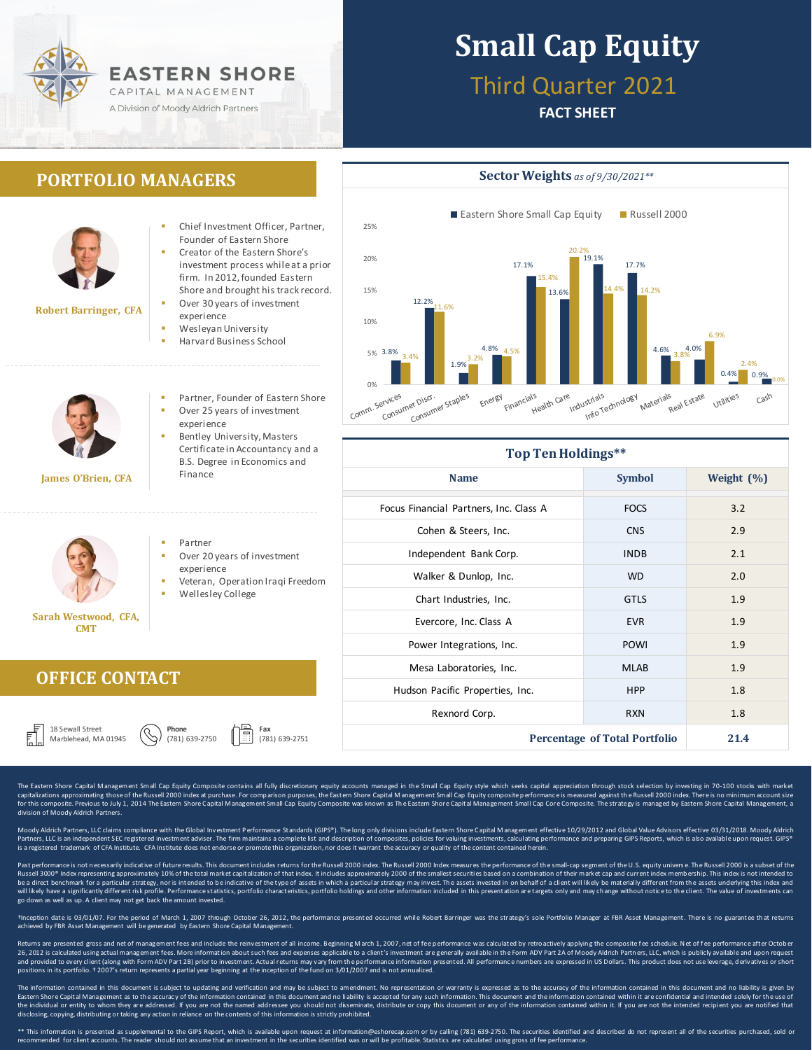EASTERN SHORE
CAPITAL MANAGEMENT
A Division of Moody Aldrich Partners

# Small Cap Equity

## Third Quarter 2021

**FACT SHEET**

## PORTFOLIO MANAGERS

**Robert Barringer, CFA**

- Chief Investment Officer, Partner, Founder of Eastern Shore
- Creator of the Eastern Shore's investment process while at a prior firm. In 2012, founded Eastern Shore and brought his track record.
- Over 30 years of investment experience
- Wesleyan University
- Harvard Business School

**James O'Brien, CFA**

- Partner, Founder of Eastern Shore
- Over 25 years of investment experience
- Bentley University, Masters Certificate in Accountancy and a B.S. Degree in Economics and Finance

**Sarah Westwood, CFA, CMT**

- Partner
- Over 20 years of investment experience
- Veteran, Operation Iraqi Freedom
- Wellesley College

## OFFICE CONTACT

18 Sewall Street
Marblehead, MA 01945

Phone
(781) 639-2750

Fax
(781) 639-2751

## Sector Weights *as of 9/30/2021***

Eastern Shore Small Cap Equity
Russell 2000

25%
20%
15%
10%
5%
0%

Comm. Services 3.8% 3.4%
Consumer Discr. 12.2% 11.6%
Consumer Staples 1.9% 3.2%
Energy 4.8% 4.5%
Financials 17.1% 15.4%
Health Care 13.6% 20.2%
Industrials 19.1% 14.4%
Info Technology 17.7% 14.2%
Materials 4.6% 3.8%
Real Estate 4.0% 6.9%
Utilities 0.4% 2.4%
Cash 0.9% 0.0%

## Top Ten Holdings**

| Name | Symbol | Weight (%) |
|---|---|---|
| Focus Financial Partners, Inc. Class A | FOCS | 3.2 |
| Cohen & Steers, Inc. | CNS | 2.9 |
| Independent Bank Corp. | INDB | 2.1 |
| Walker & Dunlop, Inc. | WD | 2.0 |
| Chart Industries, Inc. | GTLS | 1.9 |
| Evercore, Inc. Class A | EVR | 1.9 |
| Power Integrations, Inc. | POWI | 1.9 |
| Mesa Laboratories, Inc. | MLAB | 1.9 |
| Hudson Pacific Properties, Inc. | HPP | 1.8 |
| Rexnord Corp. | RXN | 1.8 |
| **Percentage of Total Portfolio** | | **21.4** |

The Eastern Shore Capital Management Small Cap Equity Composite contains all fully discretionary equity accounts managed in the Small Cap Equity style which seeks capital appreciation through stock selection by investing in 70-100 stocks with market capitalizations approximating those of the Russell 2000 index at purchase. For comparison purposes, the Eastern Shore Capital Management Small Cap Equity composite performance is measured against the Russell 2000 index. There is no minimum account size for this composite. Previous to July 1, 2014 The Eastern Shore Capital Management Small Cap Equity Composite was known as The Eastern Shore Capital Management Small Cap Core Composite. The strategy is managed by Eastern Shore Capital Management, a division of Moody Aldrich Partners.

Moody Aldrich Partners, LLC claims compliance with the Global Investment Performance Standards (GIPS®). The long only divisions include Eastern Shore Capital Management effective 10/29/2012 and Global Value Advisors effective 03/31/2018. Moody Aldrich Partners, LLC is an independent SEC registered investment adviser. The firm maintains a complete list and description of composites, policies for valuing investments, calculating performance and preparing GIPS Reports, which is also available upon request. GIPS® is a registered trademark of CFA Institute. CFA Institute does not endorse or promote this organization, nor does it warrant the accuracy or quality of the content contained herein.

Past performance is not necessarily indicative of future results. This document includes returns for the Russell 2000 index. The Russell 2000 Index measures the performance of the small-cap segment of the U.S. equity universe. The Russell 2000 is a subset of the Russell 3000® Index representing approximately 10% of the total market capitalization of that index. It includes approximately 2000 of the smallest securities based on a combination of their market cap and current index membership. This index is not intended to be a direct benchmark for a particular strategy, nor is intended to be indicative of the type of assets in which a particular strategy may invest. The assets invested in on behalf of a client will likely be materially different from the assets underlying this index and will likely have a significantly different risk profile. Performance statistics, portfolio characteristics, portfolio holdings and other information included in this presentation are targets only and may change without notice to the client. The value of investments can go down as well as up. A client may not get back the amount invested.

†Inception date is 03/01/07. For the period of March 1, 2007 through October 26, 2012, the performance presented occurred while Robert Barringer was the strategy's sole Portfolio Manager at FBR Asset Management. There is no guarantee that returns achieved by FBR Asset Management will be generated by Eastern Shore Capital Management.

Returns are presented gross and net of management fees and include the reinvestment of all income. Beginning March 1, 2007, net of fee performance was calculated by retroactively applying the composite fee schedule. Net of fee performance after October 26, 2012 is calculated using actual management fees. More information about such fees and expenses applicable to a client's investment are generally available in the Form ADV Part 2A of Moody Aldrich Partners, LLC, which is publicly available and upon request and provided to every client (along with Form ADV Part 2B) prior to investment. Actual returns may vary from the performance information presented. All performance numbers are expressed in US Dollars. This product does not use leverage, derivatives or short positions in its portfolio. † 2007's return represents a partial year beginning at the inception of the fund on 3/01/2007 and is not annualized.

The information contained in this document is subject to updating and verification and may be subject to amendment. No representation or warranty is expressed as to the accuracy of the information contained in this document and no liability is given by Eastern Shore Capital Management as to the accuracy of the information contained in this document and no liability is accepted for any such information. This document and the information contained within it are confidential and intended solely for the use of the individual or entity to whom they are addressed. If you are not the named addressee you should not disseminate, distribute or copy this document or any of the information contained within it. If you are not the intended recipient you are notified that disclosing, copying, distributing or taking any action in reliance on the contents of this information is strictly prohibited.

** This information is presented as supplemental to the GIPS Report, which is available upon request at information@eshorecap.com or by calling (781) 639-2750. The securities identified and described do not represent all of the securities purchased, sold or recommended for client accounts. The reader should not assume that an investment in the securities identified was or will be profitable. Statistics are calculated using gross of fee performance.